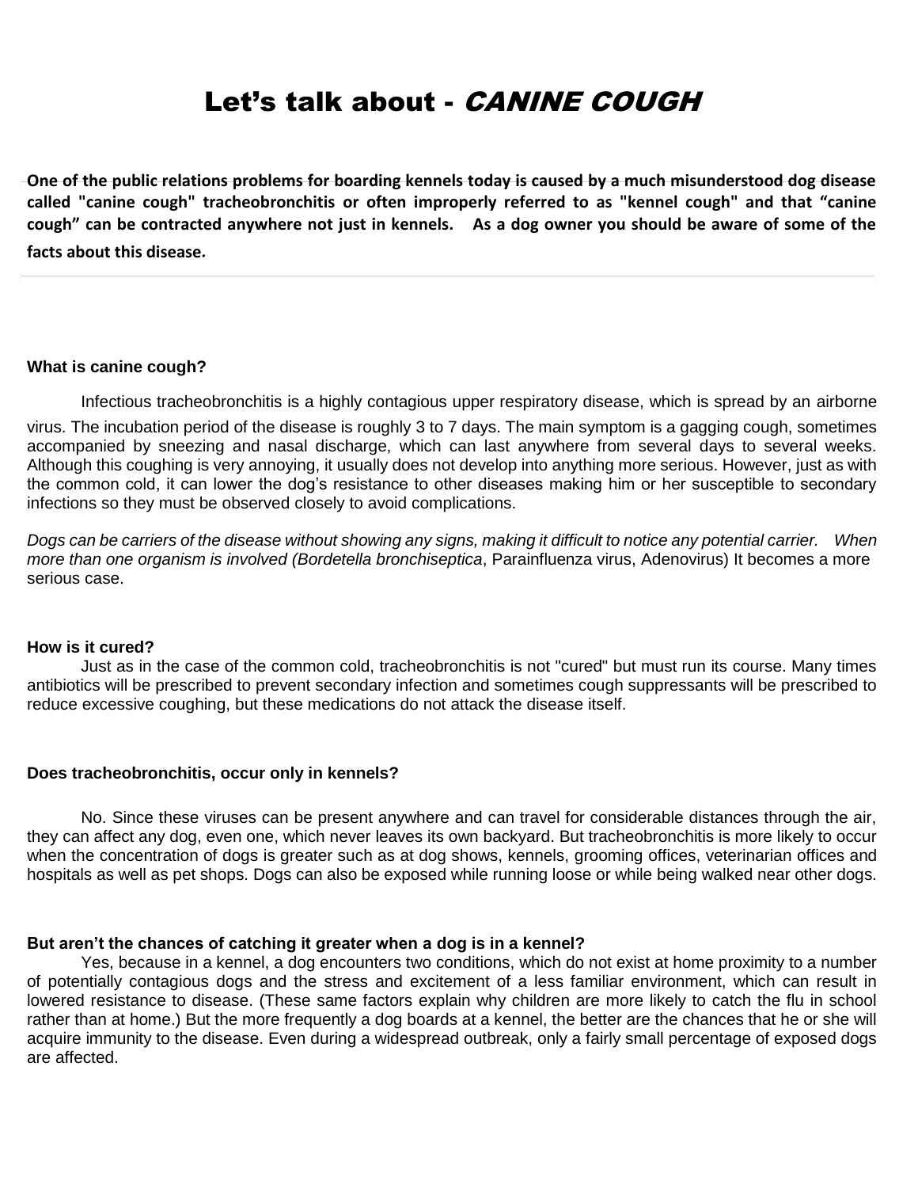# Let's talk about - *CANINE COUGH*

**One of the public relations problems for boarding kennels today is caused by a much misunderstood dog disease called "canine cough" tracheobronchitis or often improperly referred to as "kennel cough" and that "canine cough" can be contracted anywhere not just in kennels. As a dog owner you should be aware of some of the facts about this disease.**

### What is canine cough?

Infectious tracheobronchitis is a highly contagious upper respiratory disease, which is spread by an airborne virus. The incubation period of the disease is roughly 3 to 7 days. The main symptom is a gagging cough, sometimes accompanied by sneezing and nasal discharge, which can last anywhere from several days to several weeks. Although this coughing is very annoying, it usually does not develop into anything more serious. However, just as with the common cold, it can lower the dog's resistance to other diseases making him or her susceptible to secondary infections so they must be observed closely to avoid complications.

*Dogs can be carriers of the disease without showing any signs, making it difficult to notice any potential carrier. When more than one organism is involved (Bordetella bronchiseptica*, Parainfluenza virus, Adenovirus) It becomes a more serious case.

### How is it cured?

Just as in the case of the common cold, tracheobronchitis is not "cured" but must run its course. Many times antibiotics will be prescribed to prevent secondary infection and sometimes cough suppressants will be prescribed to reduce excessive coughing, but these medications do not attack the disease itself.

### Does tracheobronchitis, occur only in kennels?

No. Since these viruses can be present anywhere and can travel for considerable distances through the air, they can affect any dog, even one, which never leaves its own backyard. But tracheobronchitis is more likely to occur when the concentration of dogs is greater such as at dog shows, kennels, grooming offices, veterinarian offices and hospitals as well as pet shops. Dogs can also be exposed while running loose or while being walked near other dogs.

### But aren't the chances of catching it greater when a dog is in a kennel?

Yes, because in a kennel, a dog encounters two conditions, which do not exist at home proximity to a number of potentially contagious dogs and the stress and excitement of a less familiar environment, which can result in lowered resistance to disease. (These same factors explain why children are more likely to catch the flu in school rather than at home.) But the more frequently a dog boards at a kennel, the better are the chances that he or she will acquire immunity to the disease. Even during a widespread outbreak, only a fairly small percentage of exposed dogs are affected.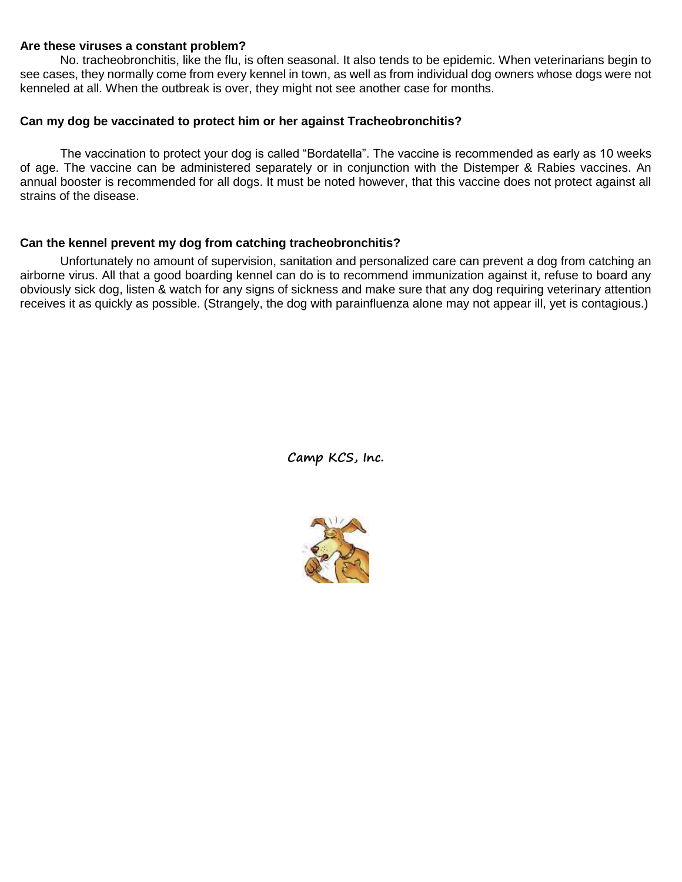**Are these viruses a constant problem?**

No. tracheobronchitis, like the flu, is often seasonal. It also tends to be epidemic. When veterinarians begin to see cases, they normally come from every kennel in town, as well as from individual dog owners whose dogs were not kenneled at all. When the outbreak is over, they might not see another case for months.

**Can my dog be vaccinated to protect him or her against Tracheobronchitis?**

The vaccination to protect your dog is called "Bordatella". The vaccine is recommended as early as 10 weeks of age. The vaccine can be administered separately or in conjunction with the Distemper & Rabies vaccines. An annual booster is recommended for all dogs. It must be noted however, that this vaccine does not protect against all strains of the disease.

**Can the kennel prevent my dog from catching tracheobronchitis?**

Unfortunately no amount of supervision, sanitation and personalized care can prevent a dog from catching an airborne virus. All that a good boarding kennel can do is to recommend immunization against it, refuse to board any obviously sick dog, listen & watch for any signs of sickness and make sure that any dog requiring veterinary attention receives it as quickly as possible. (Strangely, the dog with parainfluenza alone may not appear ill, yet is contagious.)

**Camp KCS, Inc.**